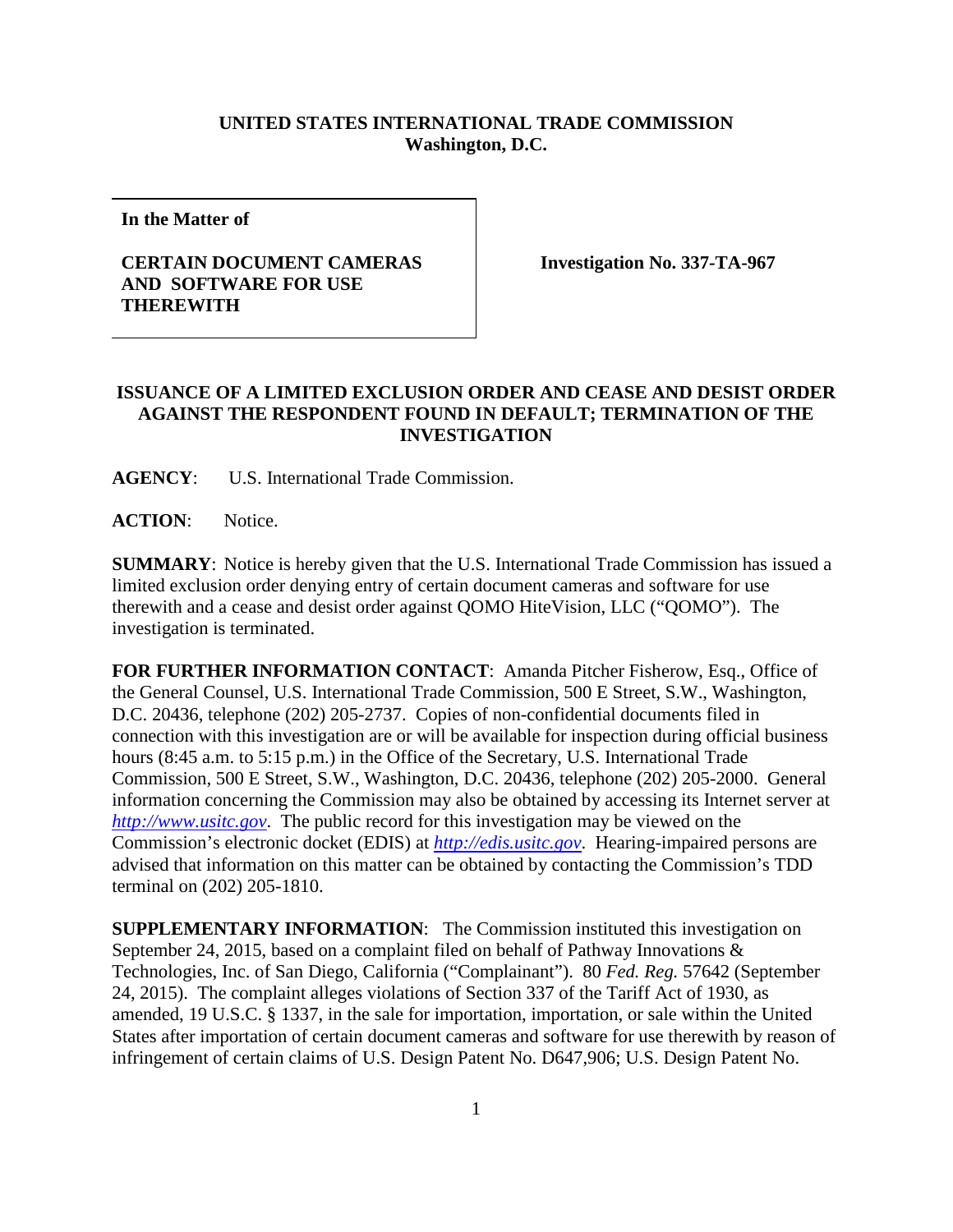**UNITED STATES INTERNATIONAL TRADE COMMISSION**
**Washington, D.C.**

| In the Matter of<br><br>CERTAIN DOCUMENT CAMERAS AND SOFTWARE FOR USE THEREWITH | Investigation No. 337-TA-967 |
|---|---|

**ISSUANCE OF A LIMITED EXCLUSION ORDER AND CEASE AND DESIST ORDER AGAINST THE RESPONDENT FOUND IN DEFAULT; TERMINATION OF THE INVESTIGATION**

**AGENCY**: U.S. International Trade Commission.

**ACTION**: Notice.

**SUMMARY**: Notice is hereby given that the U.S. International Trade Commission has issued a limited exclusion order denying entry of certain document cameras and software for use therewith and a cease and desist order against QOMO HiteVision, LLC ("QOMO"). The investigation is terminated.

**FOR FURTHER INFORMATION CONTACT**: Amanda Pitcher Fisherow, Esq., Office of the General Counsel, U.S. International Trade Commission, 500 E Street, S.W., Washington, D.C. 20436, telephone (202) 205-2737. Copies of non-confidential documents filed in connection with this investigation are or will be available for inspection during official business hours (8:45 a.m. to 5:15 p.m.) in the Office of the Secretary, U.S. International Trade Commission, 500 E Street, S.W., Washington, D.C. 20436, telephone (202) 205-2000. General information concerning the Commission may also be obtained by accessing its Internet server at *http://www.usitc.gov*. The public record for this investigation may be viewed on the Commission's electronic docket (EDIS) at *http://edis.usitc.gov*. Hearing-impaired persons are advised that information on this matter can be obtained by contacting the Commission's TDD terminal on (202) 205-1810.

**SUPPLEMENTARY INFORMATION**: The Commission instituted this investigation on September 24, 2015, based on a complaint filed on behalf of Pathway Innovations & Technologies, Inc. of San Diego, California ("Complainant"). 80 *Fed. Reg.* 57642 (September 24, 2015). The complaint alleges violations of Section 337 of the Tariff Act of 1930, as amended, 19 U.S.C. § 1337, in the sale for importation, importation, or sale within the United States after importation of certain document cameras and software for use therewith by reason of infringement of certain claims of U.S. Design Patent No. D647,906; U.S. Design Patent No.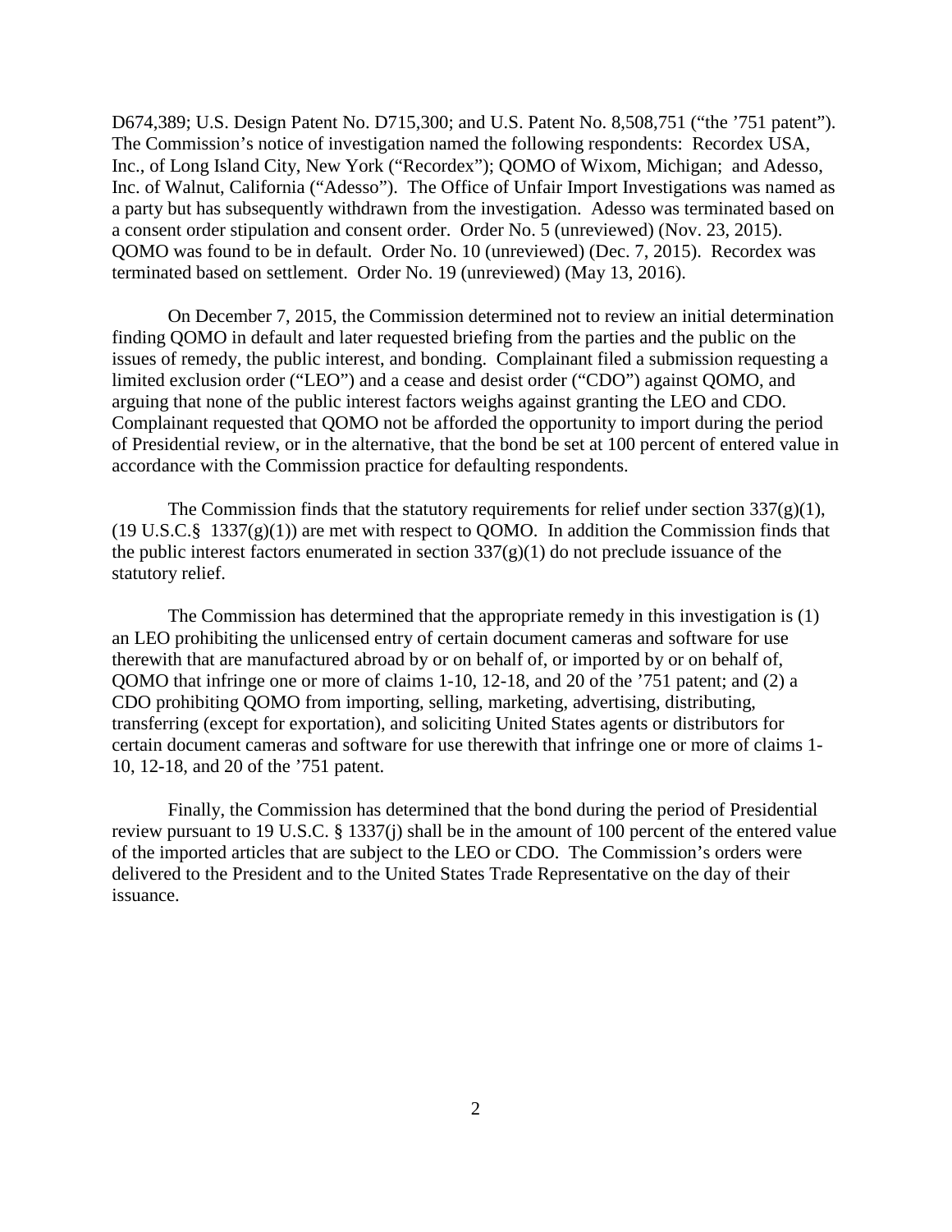D674,389; U.S. Design Patent No. D715,300; and U.S. Patent No. 8,508,751 ("the '751 patent"). The Commission's notice of investigation named the following respondents: Recordex USA, Inc., of Long Island City, New York ("Recordex"); QOMO of Wixom, Michigan; and Adesso, Inc. of Walnut, California ("Adesso"). The Office of Unfair Import Investigations was named as a party but has subsequently withdrawn from the investigation. Adesso was terminated based on a consent order stipulation and consent order. Order No. 5 (unreviewed) (Nov. 23, 2015). QOMO was found to be in default. Order No. 10 (unreviewed) (Dec. 7, 2015). Recordex was terminated based on settlement. Order No. 19 (unreviewed) (May 13, 2016).

On December 7, 2015, the Commission determined not to review an initial determination finding QOMO in default and later requested briefing from the parties and the public on the issues of remedy, the public interest, and bonding. Complainant filed a submission requesting a limited exclusion order ("LEO") and a cease and desist order ("CDO") against QOMO, and arguing that none of the public interest factors weighs against granting the LEO and CDO. Complainant requested that QOMO not be afforded the opportunity to import during the period of Presidential review, or in the alternative, that the bond be set at 100 percent of entered value in accordance with the Commission practice for defaulting respondents.

The Commission finds that the statutory requirements for relief under section 337(g)(1), (19 U.S.C.§ 1337(g)(1)) are met with respect to QOMO. In addition the Commission finds that the public interest factors enumerated in section 337(g)(1) do not preclude issuance of the statutory relief.

The Commission has determined that the appropriate remedy in this investigation is (1) an LEO prohibiting the unlicensed entry of certain document cameras and software for use therewith that are manufactured abroad by or on behalf of, or imported by or on behalf of, QOMO that infringe one or more of claims 1-10, 12-18, and 20 of the '751 patent; and (2) a CDO prohibiting QOMO from importing, selling, marketing, advertising, distributing, transferring (except for exportation), and soliciting United States agents or distributors for certain document cameras and software for use therewith that infringe one or more of claims 1-10, 12-18, and 20 of the '751 patent.

Finally, the Commission has determined that the bond during the period of Presidential review pursuant to 19 U.S.C. § 1337(j) shall be in the amount of 100 percent of the entered value of the imported articles that are subject to the LEO or CDO. The Commission's orders were delivered to the President and to the United States Trade Representative on the day of their issuance.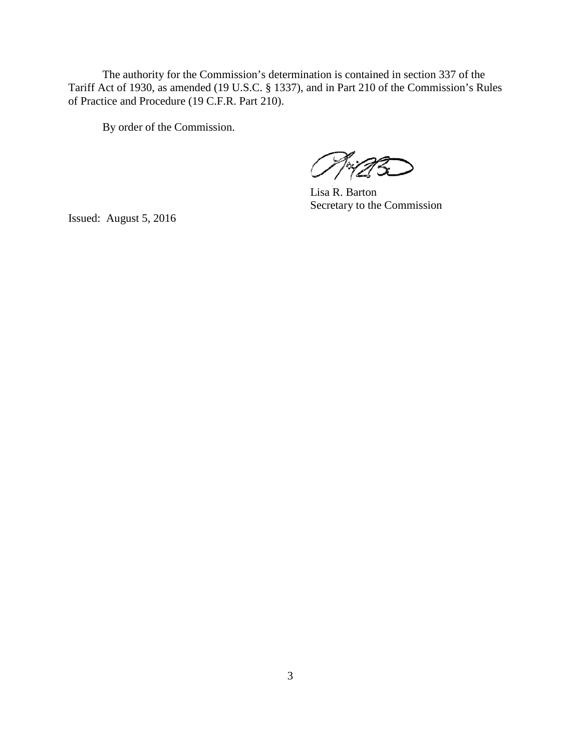The authority for the Commission's determination is contained in section 337 of the Tariff Act of 1930, as amended (19 U.S.C. § 1337), and in Part 210 of the Commission's Rules of Practice and Procedure (19 C.F.R. Part 210).

By order of the Commission.

Lisa R. Barton
Secretary to the Commission

Issued: August 5, 2016